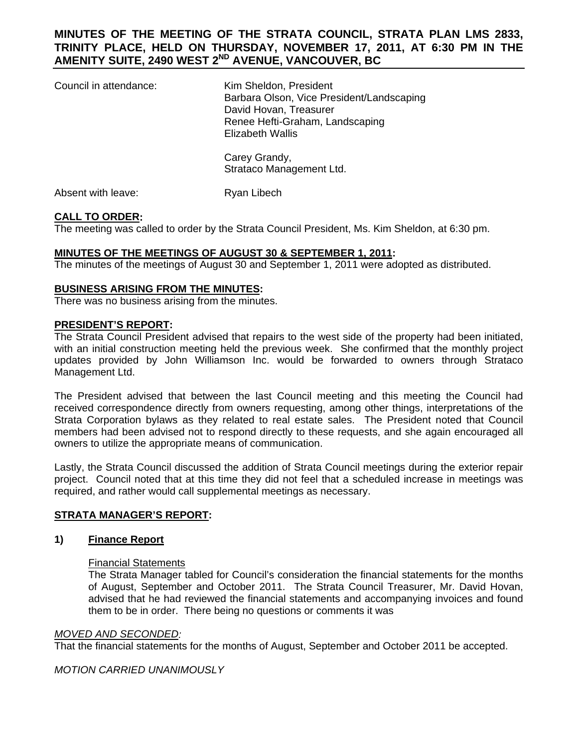# MINUTES OF THE MEETING OF THE STRATA COUNCIL, STRATA PLAN LMS 2833, TRINITY PLACE, HELD ON THURSDAY, NOVEMBER 17, 2011, AT 6:30 PM IN THE AMENITY SUITE, 2490 WEST 2ND AVENUE, VANCOUVER, BC

Council in attendance: Kim Sheldon, President
Barbara Olson, Vice President/Landscaping
David Hovan, Treasurer
Renee Hefti-Graham, Landscaping
Elizabeth Wallis

Carey Grandy,
Strataco Management Ltd.

Absent with leave: Ryan Libech

**CALL TO ORDER:**
The meeting was called to order by the Strata Council President, Ms. Kim Sheldon, at 6:30 pm.

**MINUTES OF THE MEETINGS OF AUGUST 30 & SEPTEMBER 1, 2011:**
The minutes of the meetings of August 30 and September 1, 2011 were adopted as distributed.

**BUSINESS ARISING FROM THE MINUTES:**
There was no business arising from the minutes.

**PRESIDENT'S REPORT:**
The Strata Council President advised that repairs to the west side of the property had been initiated, with an initial construction meeting held the previous week. She confirmed that the monthly project updates provided by John Williamson Inc. would be forwarded to owners through Strataco Management Ltd.

The President advised that between the last Council meeting and this meeting the Council had received correspondence directly from owners requesting, among other things, interpretations of the Strata Corporation bylaws as they related to real estate sales. The President noted that Council members had been advised not to respond directly to these requests, and she again encouraged all owners to utilize the appropriate means of communication.

Lastly, the Strata Council discussed the addition of Strata Council meetings during the exterior repair project. Council noted that at this time they did not feel that a scheduled increase in meetings was required, and rather would call supplemental meetings as necessary.

**STRATA MANAGER'S REPORT:**

**1) Finance Report**

Financial Statements

The Strata Manager tabled for Council's consideration the financial statements for the months of August, September and October 2011. The Strata Council Treasurer, Mr. David Hovan, advised that he had reviewed the financial statements and accompanying invoices and found them to be in order. There being no questions or comments it was

*MOVED AND SECONDED:*
That the financial statements for the months of August, September and October 2011 be accepted.

*MOTION CARRIED UNANIMOUSLY*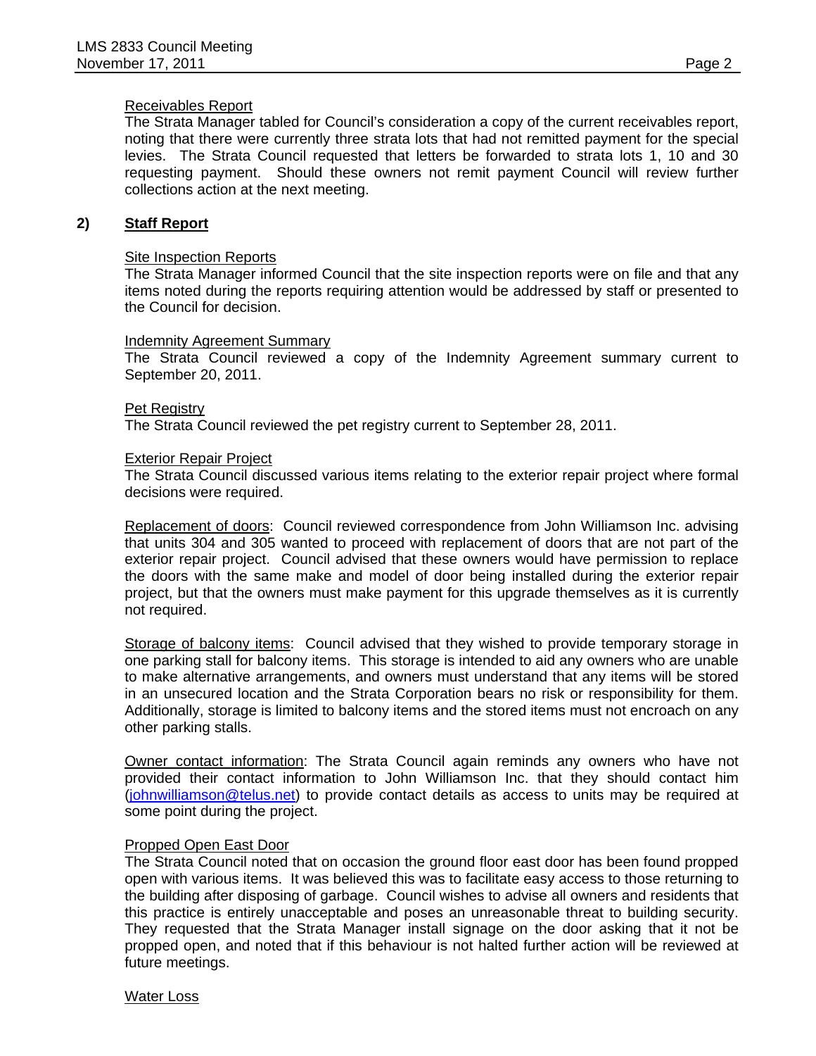Receivables Report

The Strata Manager tabled for Council's consideration a copy of the current receivables report, noting that there were currently three strata lots that had not remitted payment for the special levies. The Strata Council requested that letters be forwarded to strata lots 1, 10 and 30 requesting payment. Should these owners not remit payment Council will review further collections action at the next meeting.

## 2) **Staff Report**

Site Inspection Reports

The Strata Manager informed Council that the site inspection reports were on file and that any items noted during the reports requiring attention would be addressed by staff or presented to the Council for decision.

Indemnity Agreement Summary

The Strata Council reviewed a copy of the Indemnity Agreement summary current to September 20, 2011.

Pet Registry

The Strata Council reviewed the pet registry current to September 28, 2011.

Exterior Repair Project

The Strata Council discussed various items relating to the exterior repair project where formal decisions were required.

Replacement of doors: Council reviewed correspondence from John Williamson Inc. advising that units 304 and 305 wanted to proceed with replacement of doors that are not part of the exterior repair project. Council advised that these owners would have permission to replace the doors with the same make and model of door being installed during the exterior repair project, but that the owners must make payment for this upgrade themselves as it is currently not required.

Storage of balcony items: Council advised that they wished to provide temporary storage in one parking stall for balcony items. This storage is intended to aid any owners who are unable to make alternative arrangements, and owners must understand that any items will be stored in an unsecured location and the Strata Corporation bears no risk or responsibility for them. Additionally, storage is limited to balcony items and the stored items must not encroach on any other parking stalls.

Owner contact information: The Strata Council again reminds any owners who have not provided their contact information to John Williamson Inc. that they should contact him (johnwilliamson@telus.net) to provide contact details as access to units may be required at some point during the project.

Propped Open East Door

The Strata Council noted that on occasion the ground floor east door has been found propped open with various items. It was believed this was to facilitate easy access to those returning to the building after disposing of garbage. Council wishes to advise all owners and residents that this practice is entirely unacceptable and poses an unreasonable threat to building security. They requested that the Strata Manager install signage on the door asking that it not be propped open, and noted that if this behaviour is not halted further action will be reviewed at future meetings.

Water Loss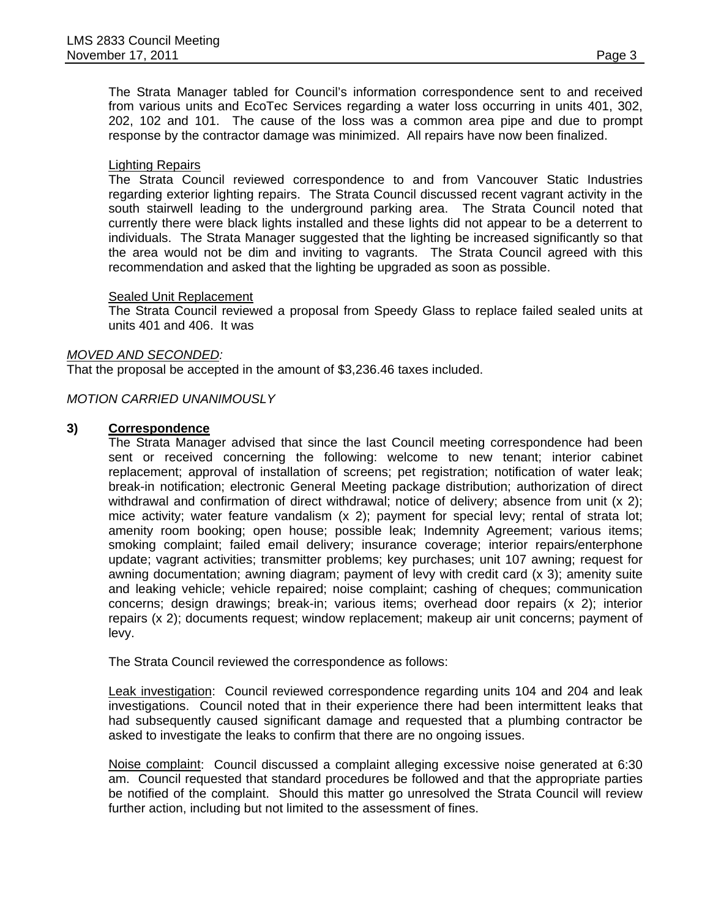The Strata Manager tabled for Council's information correspondence sent to and received from various units and EcoTec Services regarding a water loss occurring in units 401, 302, 202, 102 and 101. The cause of the loss was a common area pipe and due to prompt response by the contractor damage was minimized. All repairs have now been finalized.

Lighting Repairs
The Strata Council reviewed correspondence to and from Vancouver Static Industries regarding exterior lighting repairs. The Strata Council discussed recent vagrant activity in the south stairwell leading to the underground parking area. The Strata Council noted that currently there were black lights installed and these lights did not appear to be a deterrent to individuals. The Strata Manager suggested that the lighting be increased significantly so that the area would not be dim and inviting to vagrants. The Strata Council agreed with this recommendation and asked that the lighting be upgraded as soon as possible.

Sealed Unit Replacement
The Strata Council reviewed a proposal from Speedy Glass to replace failed sealed units at units 401 and 406. It was

*MOVED AND SECONDED:*
That the proposal be accepted in the amount of $3,236.46 taxes included.

*MOTION CARRIED UNANIMOUSLY*

**3) Correspondence**

The Strata Manager advised that since the last Council meeting correspondence had been sent or received concerning the following: welcome to new tenant; interior cabinet replacement; approval of installation of screens; pet registration; notification of water leak; break-in notification; electronic General Meeting package distribution; authorization of direct withdrawal and confirmation of direct withdrawal; notice of delivery; absence from unit (x 2); mice activity; water feature vandalism (x 2); payment for special levy; rental of strata lot; amenity room booking; open house; possible leak; Indemnity Agreement; various items; smoking complaint; failed email delivery; insurance coverage; interior repairs/enterphone update; vagrant activities; transmitter problems; key purchases; unit 107 awning; request for awning documentation; awning diagram; payment of levy with credit card (x 3); amenity suite and leaking vehicle; vehicle repaired; noise complaint; cashing of cheques; communication concerns; design drawings; break-in; various items; overhead door repairs (x 2); interior repairs (x 2); documents request; window replacement; makeup air unit concerns; payment of levy.

The Strata Council reviewed the correspondence as follows:

Leak investigation: Council reviewed correspondence regarding units 104 and 204 and leak investigations. Council noted that in their experience there had been intermittent leaks that had subsequently caused significant damage and requested that a plumbing contractor be asked to investigate the leaks to confirm that there are no ongoing issues.

Noise complaint: Council discussed a complaint alleging excessive noise generated at 6:30 am. Council requested that standard procedures be followed and that the appropriate parties be notified of the complaint. Should this matter go unresolved the Strata Council will review further action, including but not limited to the assessment of fines.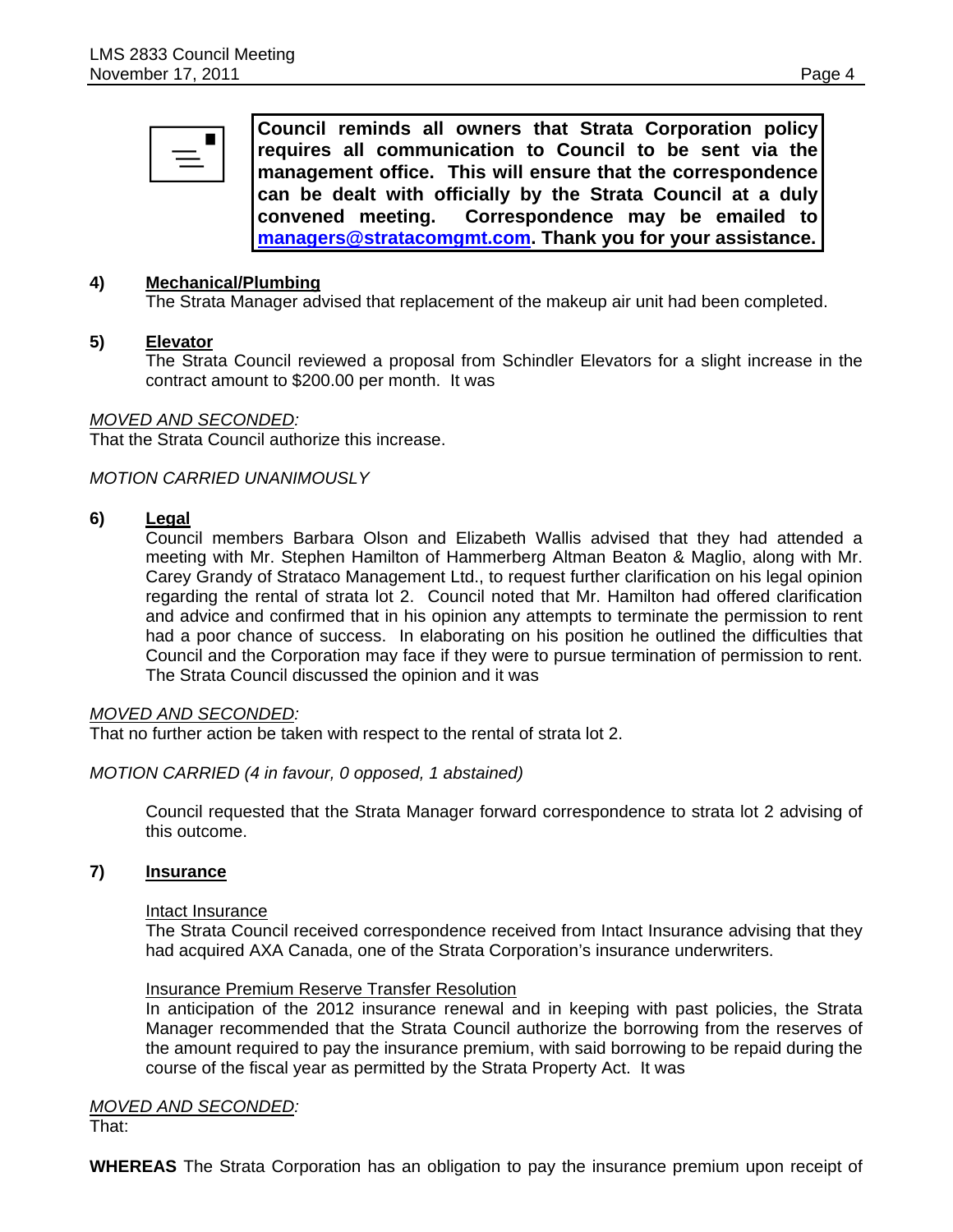**Council reminds all owners that Strata Corporation policy requires all communication to Council to be sent via the management office. This will ensure that the correspondence can be dealt with officially by the Strata Council at a duly convened meeting. Correspondence may be emailed to managers@stratacomgmt.com. Thank you for your assistance.**

**4) Mechanical/Plumbing**

The Strata Manager advised that replacement of the makeup air unit had been completed.

**5) Elevator**

The Strata Council reviewed a proposal from Schindler Elevators for a slight increase in the contract amount to $200.00 per month. It was

*MOVED AND SECONDED:*
That the Strata Council authorize this increase.

*MOTION CARRIED UNANIMOUSLY*

**6) Legal**

Council members Barbara Olson and Elizabeth Wallis advised that they had attended a meeting with Mr. Stephen Hamilton of Hammerberg Altman Beaton & Maglio, along with Mr. Carey Grandy of Strataco Management Ltd., to request further clarification on his legal opinion regarding the rental of strata lot 2. Council noted that Mr. Hamilton had offered clarification and advice and confirmed that in his opinion any attempts to terminate the permission to rent had a poor chance of success. In elaborating on his position he outlined the difficulties that Council and the Corporation may face if they were to pursue termination of permission to rent. The Strata Council discussed the opinion and it was

*MOVED AND SECONDED:*
That no further action be taken with respect to the rental of strata lot 2.

*MOTION CARRIED (4 in favour, 0 opposed, 1 abstained)*

Council requested that the Strata Manager forward correspondence to strata lot 2 advising of this outcome.

**7) Insurance**

Intact Insurance

The Strata Council received correspondence received from Intact Insurance advising that they had acquired AXA Canada, one of the Strata Corporation's insurance underwriters.

Insurance Premium Reserve Transfer Resolution

In anticipation of the 2012 insurance renewal and in keeping with past policies, the Strata Manager recommended that the Strata Council authorize the borrowing from the reserves of the amount required to pay the insurance premium, with said borrowing to be repaid during the course of the fiscal year as permitted by the Strata Property Act. It was

*MOVED AND SECONDED:*
That:

**WHEREAS** The Strata Corporation has an obligation to pay the insurance premium upon receipt of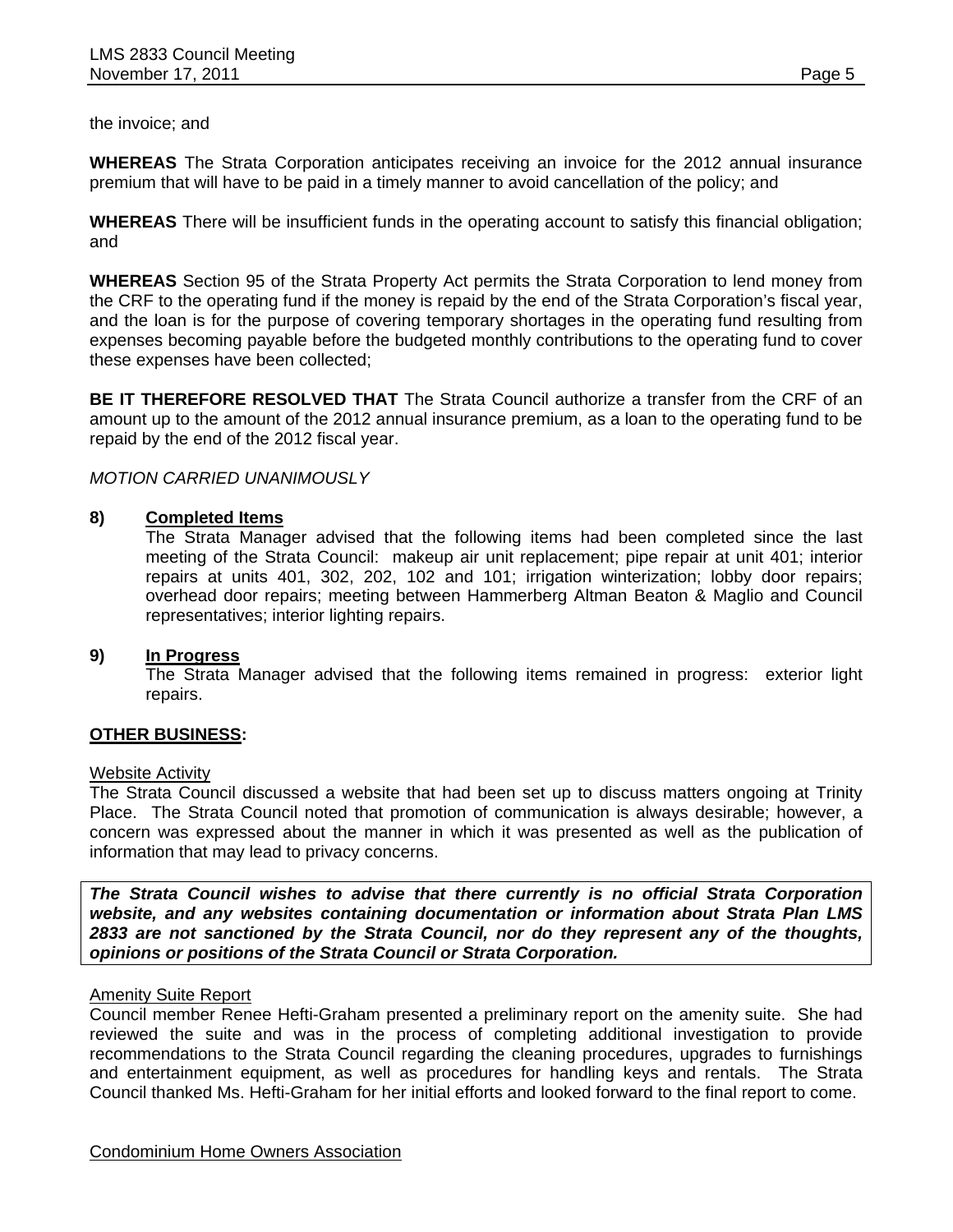the invoice; and

**WHEREAS** The Strata Corporation anticipates receiving an invoice for the 2012 annual insurance premium that will have to be paid in a timely manner to avoid cancellation of the policy; and

**WHEREAS** There will be insufficient funds in the operating account to satisfy this financial obligation; and

**WHEREAS** Section 95 of the Strata Property Act permits the Strata Corporation to lend money from the CRF to the operating fund if the money is repaid by the end of the Strata Corporation's fiscal year, and the loan is for the purpose of covering temporary shortages in the operating fund resulting from expenses becoming payable before the budgeted monthly contributions to the operating fund to cover these expenses have been collected;

**BE IT THEREFORE RESOLVED THAT** The Strata Council authorize a transfer from the CRF of an amount up to the amount of the 2012 annual insurance premium, as a loan to the operating fund to be repaid by the end of the 2012 fiscal year.

*MOTION CARRIED UNANIMOUSLY*

**8) Completed Items**

The Strata Manager advised that the following items had been completed since the last meeting of the Strata Council: makeup air unit replacement; pipe repair at unit 401; interior repairs at units 401, 302, 202, 102 and 101; irrigation winterization; lobby door repairs; overhead door repairs; meeting between Hammerberg Altman Beaton & Maglio and Council representatives; interior lighting repairs.

**9) In Progress**

The Strata Manager advised that the following items remained in progress: exterior light repairs.

**OTHER BUSINESS:**

Website Activity

The Strata Council discussed a website that had been set up to discuss matters ongoing at Trinity Place. The Strata Council noted that promotion of communication is always desirable; however, a concern was expressed about the manner in which it was presented as well as the publication of information that may lead to privacy concerns.

***The Strata Council wishes to advise that there currently is no official Strata Corporation website, and any websites containing documentation or information about Strata Plan LMS 2833 are not sanctioned by the Strata Council, nor do they represent any of the thoughts, opinions or positions of the Strata Council or Strata Corporation.***

Amenity Suite Report

Council member Renee Hefti-Graham presented a preliminary report on the amenity suite. She had reviewed the suite and was in the process of completing additional investigation to provide recommendations to the Strata Council regarding the cleaning procedures, upgrades to furnishings and entertainment equipment, as well as procedures for handling keys and rentals. The Strata Council thanked Ms. Hefti-Graham for her initial efforts and looked forward to the final report to come.

Condominium Home Owners Association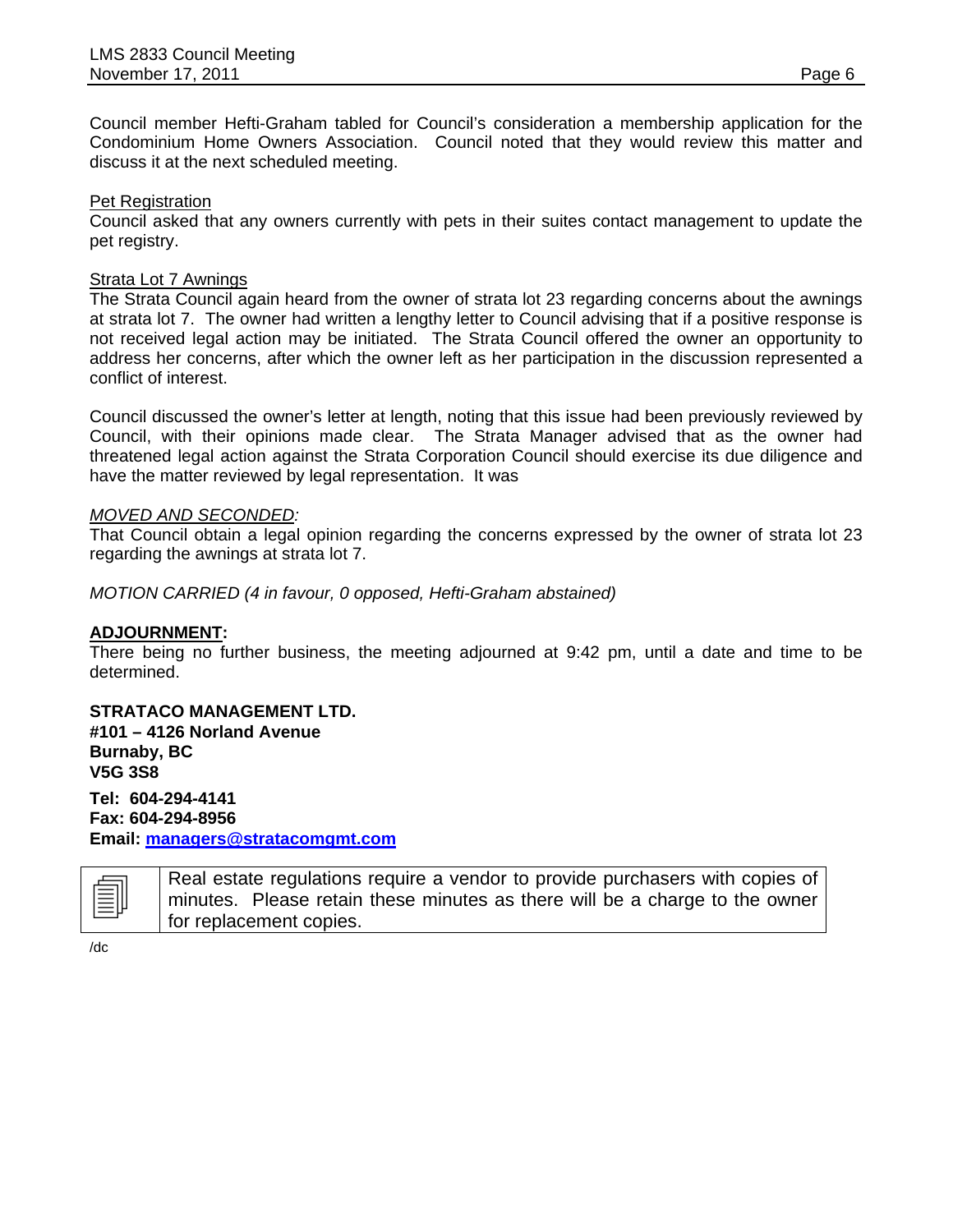Council member Hefti-Graham tabled for Council's consideration a membership application for the Condominium Home Owners Association. Council noted that they would review this matter and discuss it at the next scheduled meeting.

Pet Registration

Council asked that any owners currently with pets in their suites contact management to update the pet registry.

Strata Lot 7 Awnings

The Strata Council again heard from the owner of strata lot 23 regarding concerns about the awnings at strata lot 7. The owner had written a lengthy letter to Council advising that if a positive response is not received legal action may be initiated. The Strata Council offered the owner an opportunity to address her concerns, after which the owner left as her participation in the discussion represented a conflict of interest.

Council discussed the owner's letter at length, noting that this issue had been previously reviewed by Council, with their opinions made clear. The Strata Manager advised that as the owner had threatened legal action against the Strata Corporation Council should exercise its due diligence and have the matter reviewed by legal representation. It was

*MOVED AND SECONDED:*

That Council obtain a legal opinion regarding the concerns expressed by the owner of strata lot 23 regarding the awnings at strata lot 7.

*MOTION CARRIED (4 in favour, 0 opposed, Hefti-Graham abstained)*

**ADJOURNMENT:**

There being no further business, the meeting adjourned at 9:42 pm, until a date and time to be determined.

**STRATACO MANAGEMENT LTD.**
**#101 – 4126 Norland Avenue**
**Burnaby, BC**
**V5G 3S8**

**Tel: 604-294-4141**
**Fax: 604-294-8956**
**Email: managers@stratacomgmt.com**

Real estate regulations require a vendor to provide purchasers with copies of minutes. Please retain these minutes as there will be a charge to the owner for replacement copies.

/dc